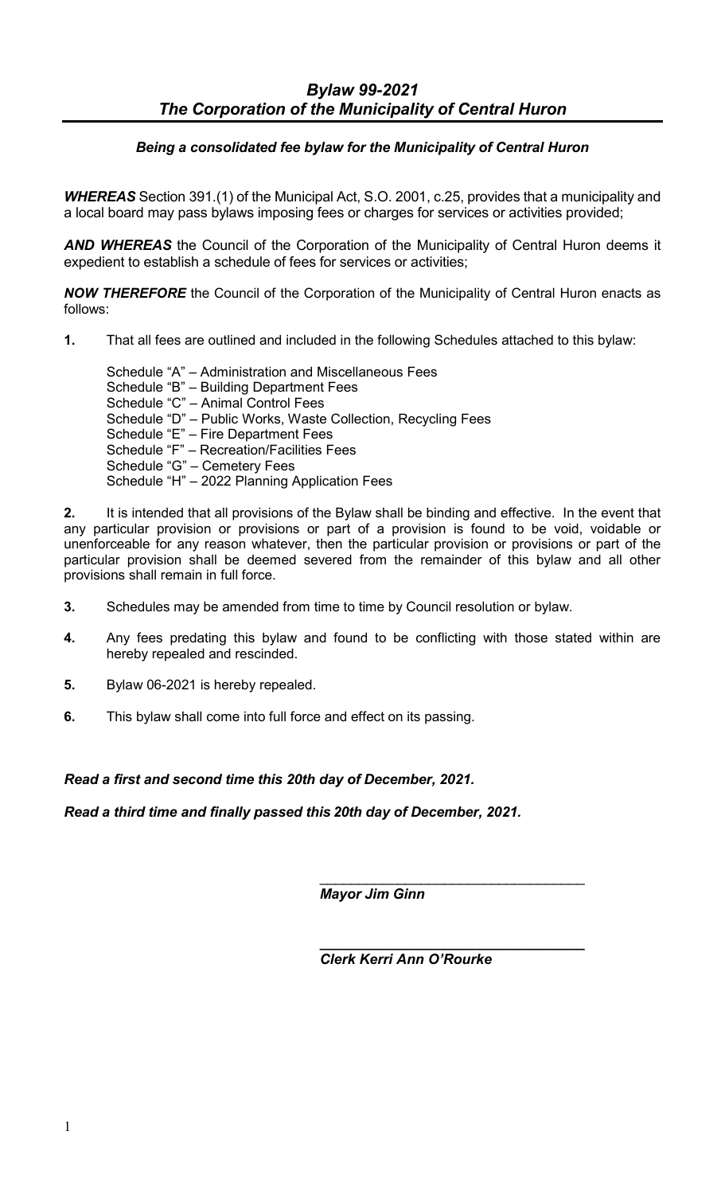# *Bylaw 99-2021*
# *The Corporation of the Municipality of Central Huron*

***Being a consolidated fee bylaw for the Municipality of Central Huron***

***WHEREAS*** Section 391.(1) of the Municipal Act, S.O. 2001, c.25, provides that a municipality and a local board may pass bylaws imposing fees or charges for services or activities provided;

***AND WHEREAS*** the Council of the Corporation of the Municipality of Central Huron deems it expedient to establish a schedule of fees for services or activities;

***NOW THEREFORE*** the Council of the Corporation of the Municipality of Central Huron enacts as follows:

**1.** That all fees are outlined and included in the following Schedules attached to this bylaw:

Schedule "A" – Administration and Miscellaneous Fees
Schedule "B" – Building Department Fees
Schedule "C" – Animal Control Fees
Schedule "D" – Public Works, Waste Collection, Recycling Fees
Schedule "E" – Fire Department Fees
Schedule "F" – Recreation/Facilities Fees
Schedule "G" – Cemetery Fees
Schedule "H" – 2022 Planning Application Fees

**2.** It is intended that all provisions of the Bylaw shall be binding and effective. In the event that any particular provision or provisions or part of a provision is found to be void, voidable or unenforceable for any reason whatever, then the particular provision or provisions or part of the particular provision shall be deemed severed from the remainder of this bylaw and all other provisions shall remain in full force.

**3.** Schedules may be amended from time to time by Council resolution or bylaw.

**4.** Any fees predating this bylaw and found to be conflicting with those stated within are hereby repealed and rescinded.

**5.** Bylaw 06-2021 is hereby repealed.

**6.** This bylaw shall come into full force and effect on its passing.

***Read a first and second time this 20th day of December, 2021.***

***Read a third time and finally passed this 20th day of December, 2021.***

___________________________________
***Mayor Jim Ginn***

___________________________________
***Clerk Kerri Ann O'Rourke***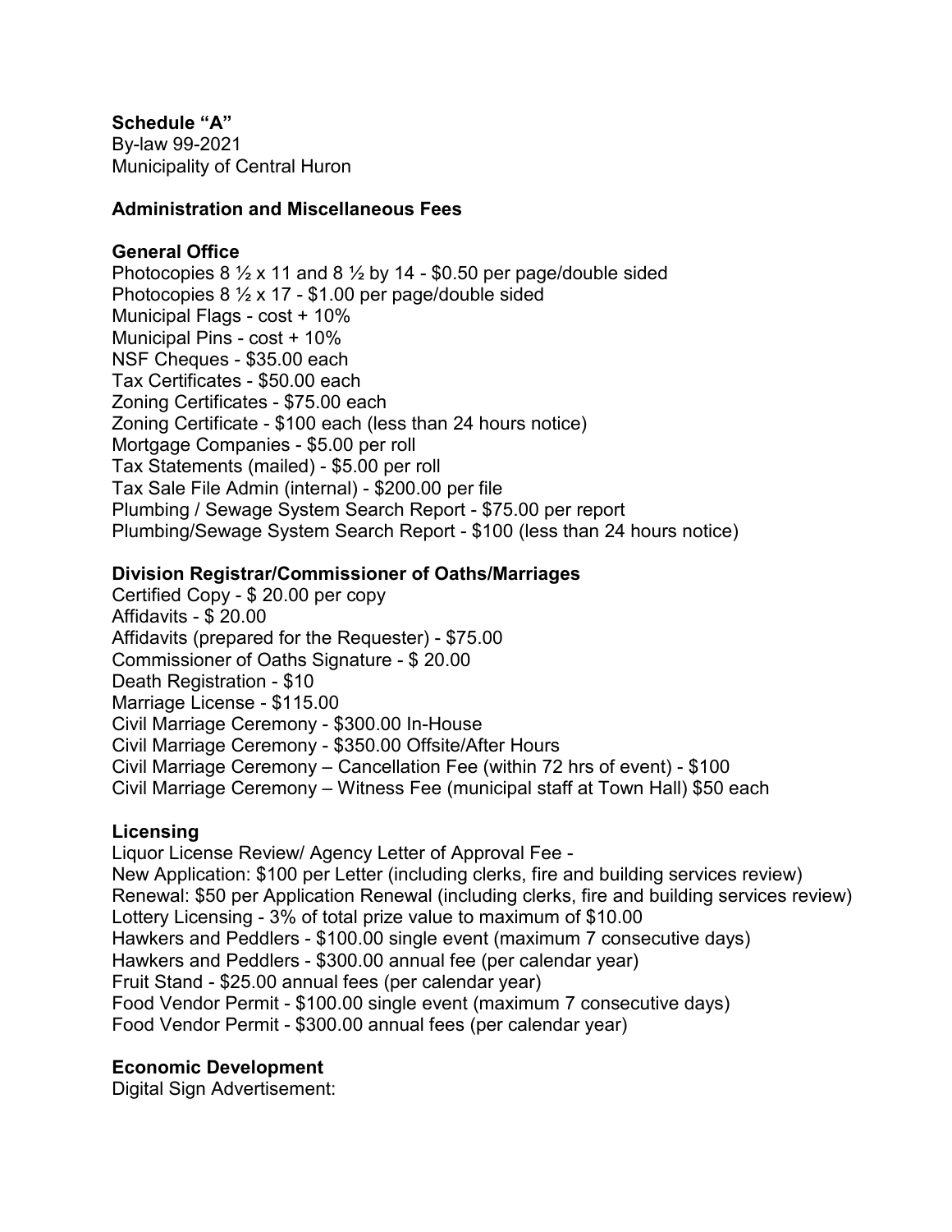**Schedule “A”**
By-law 99-2021
Municipality of Central Huron

**Administration and Miscellaneous Fees**

**General Office**
Photocopies 8 ½ x 11 and 8 ½ by 14 - $0.50 per page/double sided
Photocopies 8 ½ x 17 - $1.00 per page/double sided
Municipal Flags - cost + 10%
Municipal Pins - cost + 10%
NSF Cheques - $35.00 each
Tax Certificates - $50.00 each
Zoning Certificates - $75.00 each
Zoning Certificate - $100 each (less than 24 hours notice)
Mortgage Companies - $5.00 per roll
Tax Statements (mailed) - $5.00 per roll
Tax Sale File Admin (internal) - $200.00 per file
Plumbing / Sewage System Search Report - $75.00 per report
Plumbing/Sewage System Search Report - $100 (less than 24 hours notice)

**Division Registrar/Commissioner of Oaths/Marriages**
Certified Copy - $ 20.00 per copy
Affidavits - $ 20.00
Affidavits (prepared for the Requester) - $75.00
Commissioner of Oaths Signature - $ 20.00
Death Registration - $10
Marriage License - $115.00
Civil Marriage Ceremony - $300.00 In-House
Civil Marriage Ceremony - $350.00 Offsite/After Hours
Civil Marriage Ceremony – Cancellation Fee (within 72 hrs of event) - $100
Civil Marriage Ceremony – Witness Fee (municipal staff at Town Hall) $50 each

**Licensing**
Liquor License Review/ Agency Letter of Approval Fee -
New Application: $100 per Letter (including clerks, fire and building services review)
Renewal: $50 per Application Renewal (including clerks, fire and building services review)
Lottery Licensing - 3% of total prize value to maximum of $10.00
Hawkers and Peddlers - $100.00 single event (maximum 7 consecutive days)
Hawkers and Peddlers - $300.00 annual fee (per calendar year)
Fruit Stand - $25.00 annual fees (per calendar year)
Food Vendor Permit - $100.00 single event (maximum 7 consecutive days)
Food Vendor Permit - $300.00 annual fees (per calendar year)

**Economic Development**
Digital Sign Advertisement: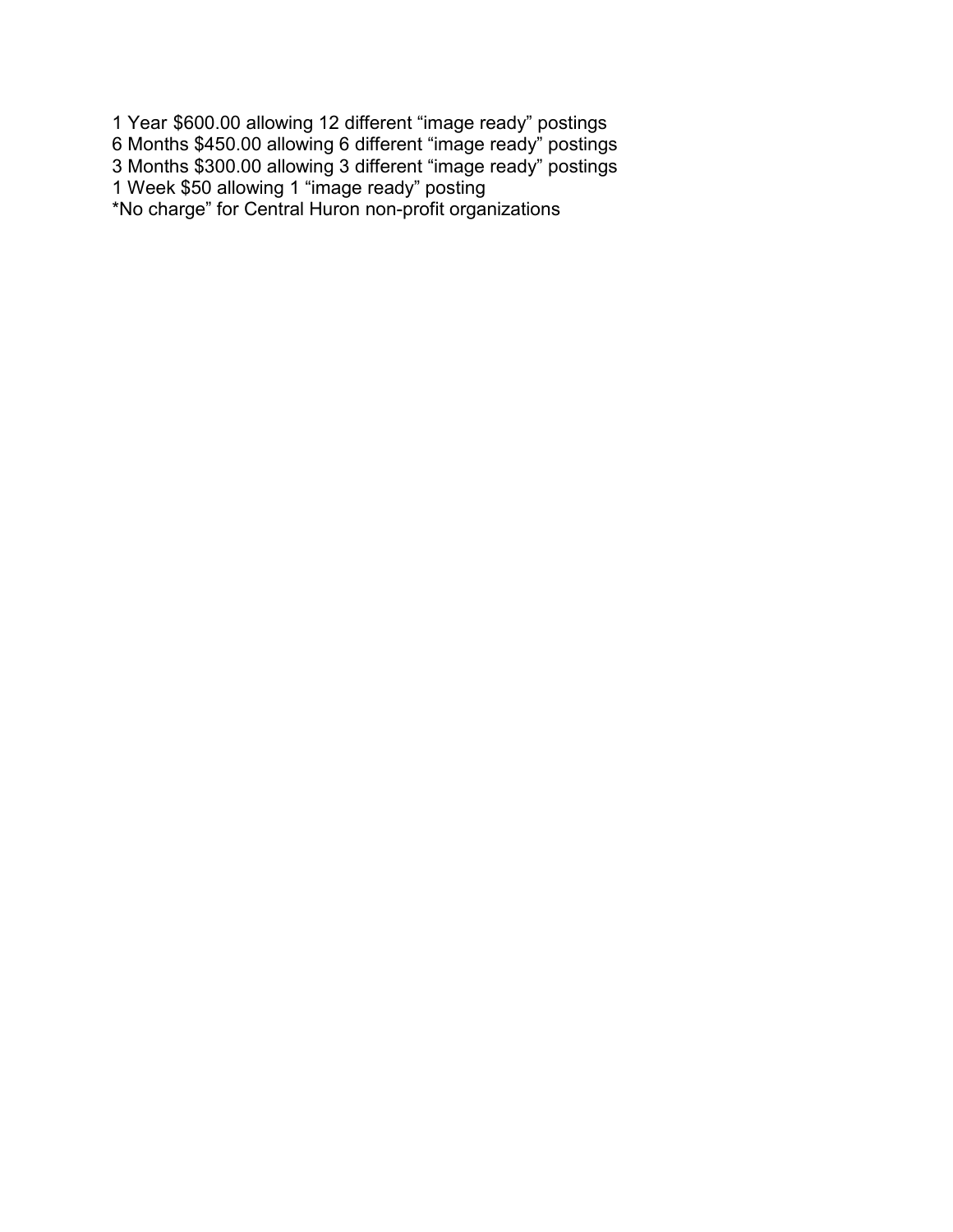1 Year $600.00 allowing 12 different “image ready” postings
6 Months $450.00 allowing 6 different “image ready” postings
3 Months $300.00 allowing 3 different “image ready” postings
1 Week $50 allowing 1 “image ready” posting
*No charge” for Central Huron non-profit organizations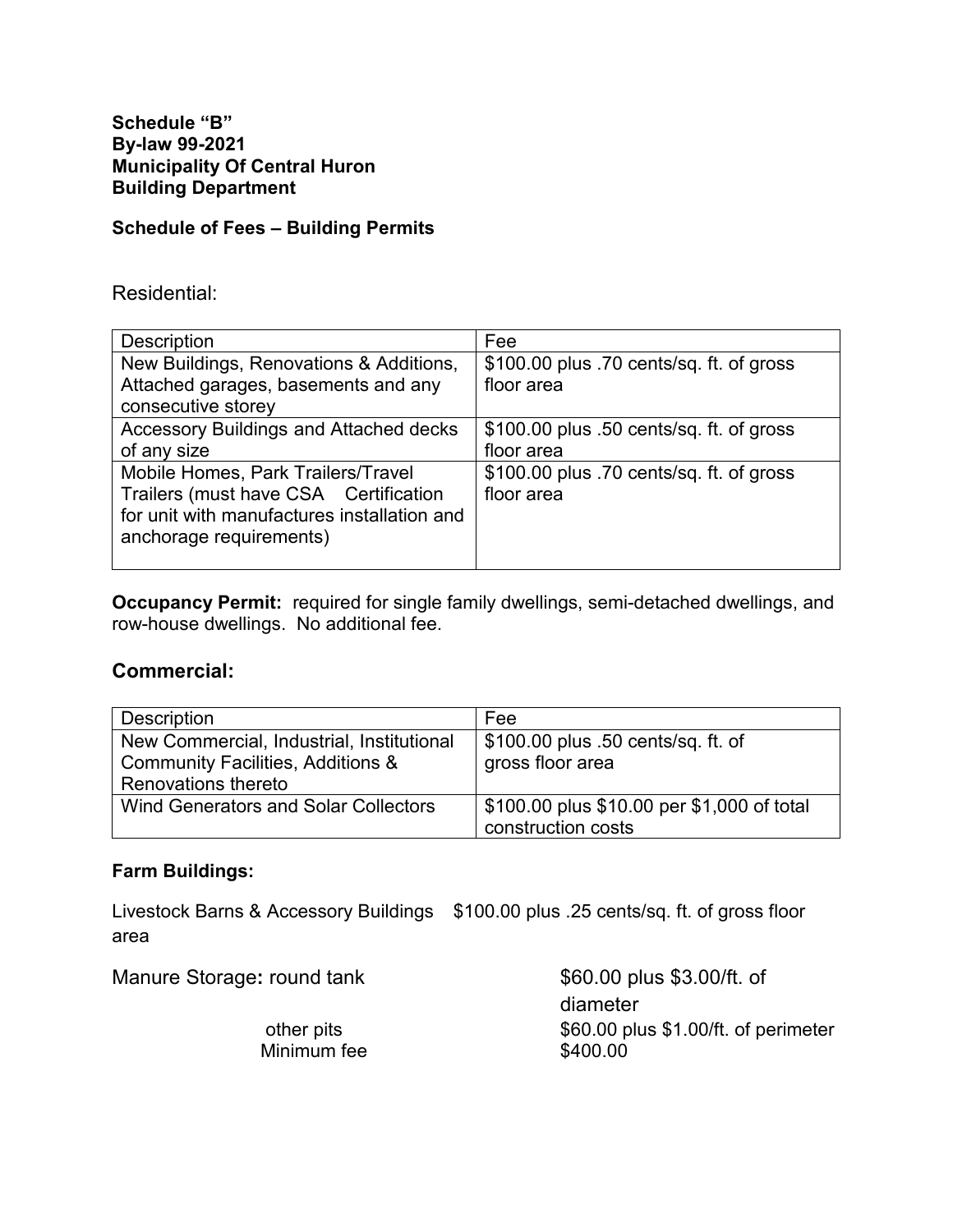**Schedule "B"**
**By-law 99-2021**
**Municipality Of Central Huron**
**Building Department**

**Schedule of Fees – Building Permits**

Residential:

| Description | Fee |
|---|---|
| New Buildings, Renovations & Additions, Attached garages, basements and any consecutive storey | $100.00 plus .70 cents/sq. ft. of gross floor area |
| Accessory Buildings and Attached decks of any size | $100.00 plus .50 cents/sq. ft. of gross floor area |
| Mobile Homes, Park Trailers/Travel Trailers (must have CSA Certification for unit with manufactures installation and anchorage requirements) | $100.00 plus .70 cents/sq. ft. of gross floor area |

**Occupancy Permit:** required for single family dwellings, semi-detached dwellings, and row-house dwellings. No additional fee.

## Commercial:

| Description | Fee |
|---|---|
| New Commercial, Industrial, Institutional Community Facilities, Additions & Renovations thereto | $100.00 plus .50 cents/sq. ft. of gross floor area |
| Wind Generators and Solar Collectors | $100.00 plus $10.00 per $1,000 of total construction costs |

**Farm Buildings:**

Livestock Barns & Accessory Buildings $100.00 plus .25 cents/sq. ft. of gross floor area

| Manure Storage: | |
|---|---|
| round tank | $60.00 plus $3.00/ft. of diameter |
| other pits | $60.00 plus $1.00/ft. of perimeter |
| Minimum fee | $400.00 |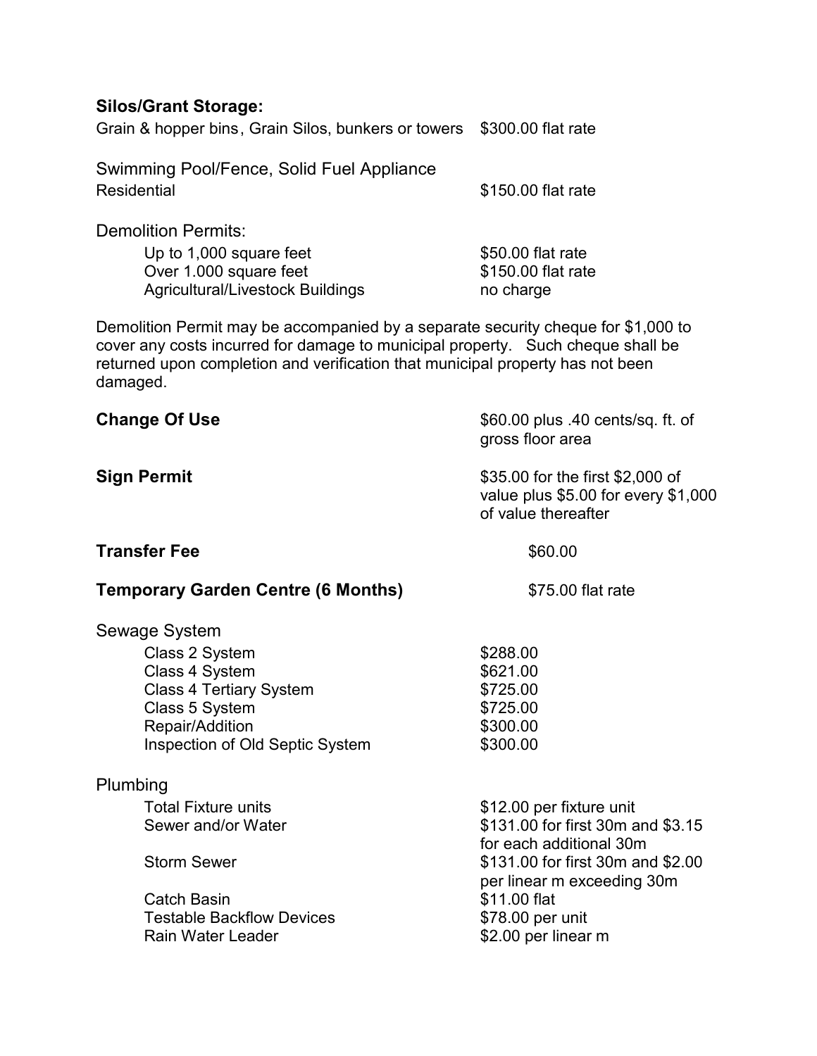**Silos/Grant Storage:**

| | |
|---|---|
| Grain & hopper bins, Grain Silos, bunkers or towers | $300.00 flat rate |

Swimming Pool/Fence, Solid Fuel Appliance

| | |
|---|---|
| Residential | $150.00 flat rate |

Demolition Permits:

| | |
|---|---|
| Up to 1,000 square feet | $50.00 flat rate |
| Over 1.000 square feet | $150.00 flat rate |
| Agricultural/Livestock Buildings | no charge |

Demolition Permit may be accompanied by a separate security cheque for $1,000 to cover any costs incurred for damage to municipal property. Such cheque shall be returned upon completion and verification that municipal property has not been damaged.

| | |
|---|---|
| **Change Of Use** | $60.00 plus .40 cents/sq. ft. of gross floor area |
| **Sign Permit** | $35.00 for the first $2,000 of value plus $5.00 for every $1,000 of value thereafter |
| **Transfer Fee** | $60.00 |
| **Temporary Garden Centre (6 Months)** | $75.00 flat rate |

Sewage System

| | |
|---|---|
| Class 2 System | $288.00 |
| Class 4 System | $621.00 |
| Class 4 Tertiary System | $725.00 |
| Class 5 System | $725.00 |
| Repair/Addition | $300.00 |
| Inspection of Old Septic System | $300.00 |

Plumbing

| | |
|---|---|
| Total Fixture units | $12.00 per fixture unit |
| Sewer and/or Water | $131.00 for first 30m and $3.15 for each additional 30m |
| Storm Sewer | $131.00 for first 30m and $2.00 per linear m exceeding 30m |
| Catch Basin | $11.00 flat |
| Testable Backflow Devices | $78.00 per unit |
| Rain Water Leader | $2.00 per linear m |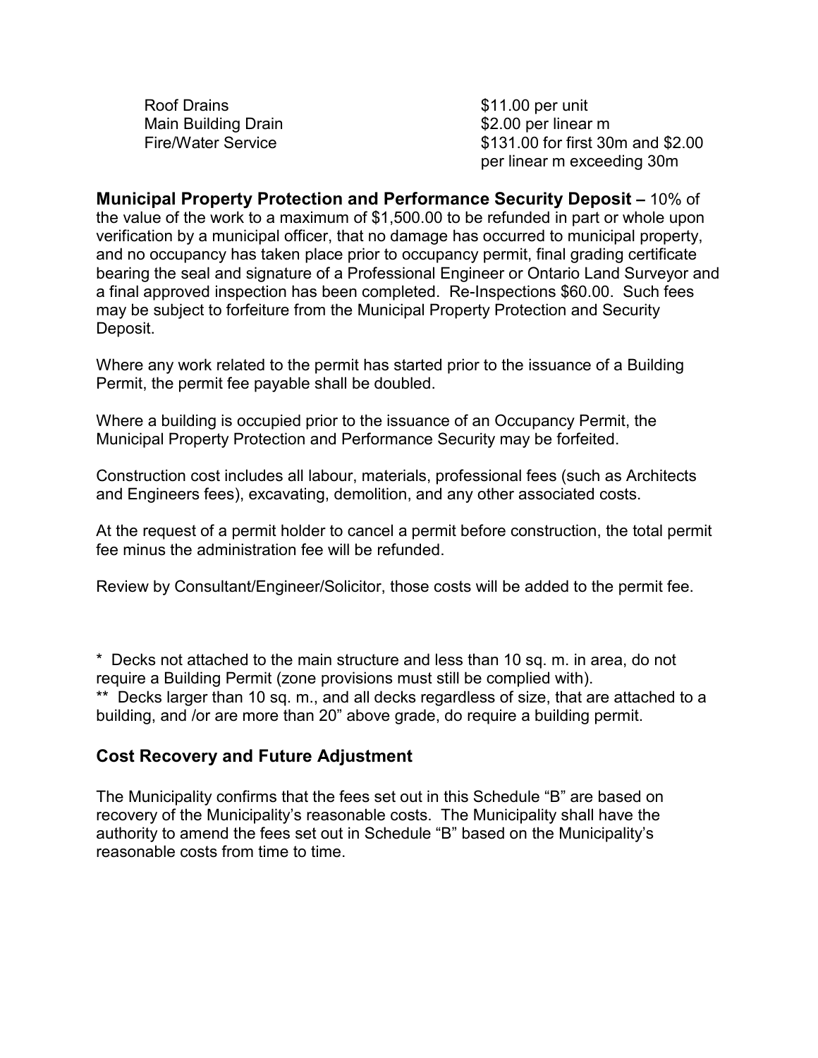| | |
|---|---|
| Roof Drains | $11.00 per unit |
| Main Building Drain | $2.00 per linear m |
| Fire/Water Service | $131.00 for first 30m and $2.00 per linear m exceeding 30m |

**Municipal Property Protection and Performance Security Deposit –** 10% of the value of the work to a maximum of $1,500.00 to be refunded in part or whole upon verification by a municipal officer, that no damage has occurred to municipal property, and no occupancy has taken place prior to occupancy permit, final grading certificate bearing the seal and signature of a Professional Engineer or Ontario Land Surveyor and a final approved inspection has been completed. Re-Inspections $60.00. Such fees may be subject to forfeiture from the Municipal Property Protection and Security Deposit.

Where any work related to the permit has started prior to the issuance of a Building Permit, the permit fee payable shall be doubled.

Where a building is occupied prior to the issuance of an Occupancy Permit, the Municipal Property Protection and Performance Security may be forfeited.

Construction cost includes all labour, materials, professional fees (such as Architects and Engineers fees), excavating, demolition, and any other associated costs.

At the request of a permit holder to cancel a permit before construction, the total permit fee minus the administration fee will be refunded.

Review by Consultant/Engineer/Solicitor, those costs will be added to the permit fee.

\* Decks not attached to the main structure and less than 10 sq. m. in area, do not require a Building Permit (zone provisions must still be complied with).

\*\* Decks larger than 10 sq. m., and all decks regardless of size, that are attached to a building, and /or are more than 20" above grade, do require a building permit.

## Cost Recovery and Future Adjustment

The Municipality confirms that the fees set out in this Schedule "B" are based on recovery of the Municipality's reasonable costs. The Municipality shall have the authority to amend the fees set out in Schedule "B" based on the Municipality's reasonable costs from time to time.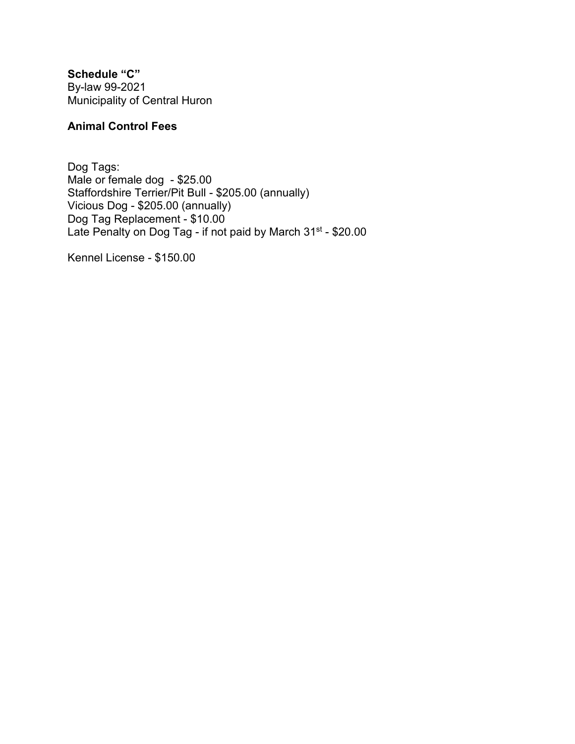**Schedule "C"**
By-law 99-2021
Municipality of Central Huron

**Animal Control Fees**

Dog Tags:
Male or female dog - $25.00
Staffordshire Terrier/Pit Bull - $205.00 (annually)
Vicious Dog - $205.00 (annually)
Dog Tag Replacement - $10.00
Late Penalty on Dog Tag - if not paid by March 31st - $20.00

Kennel License - $150.00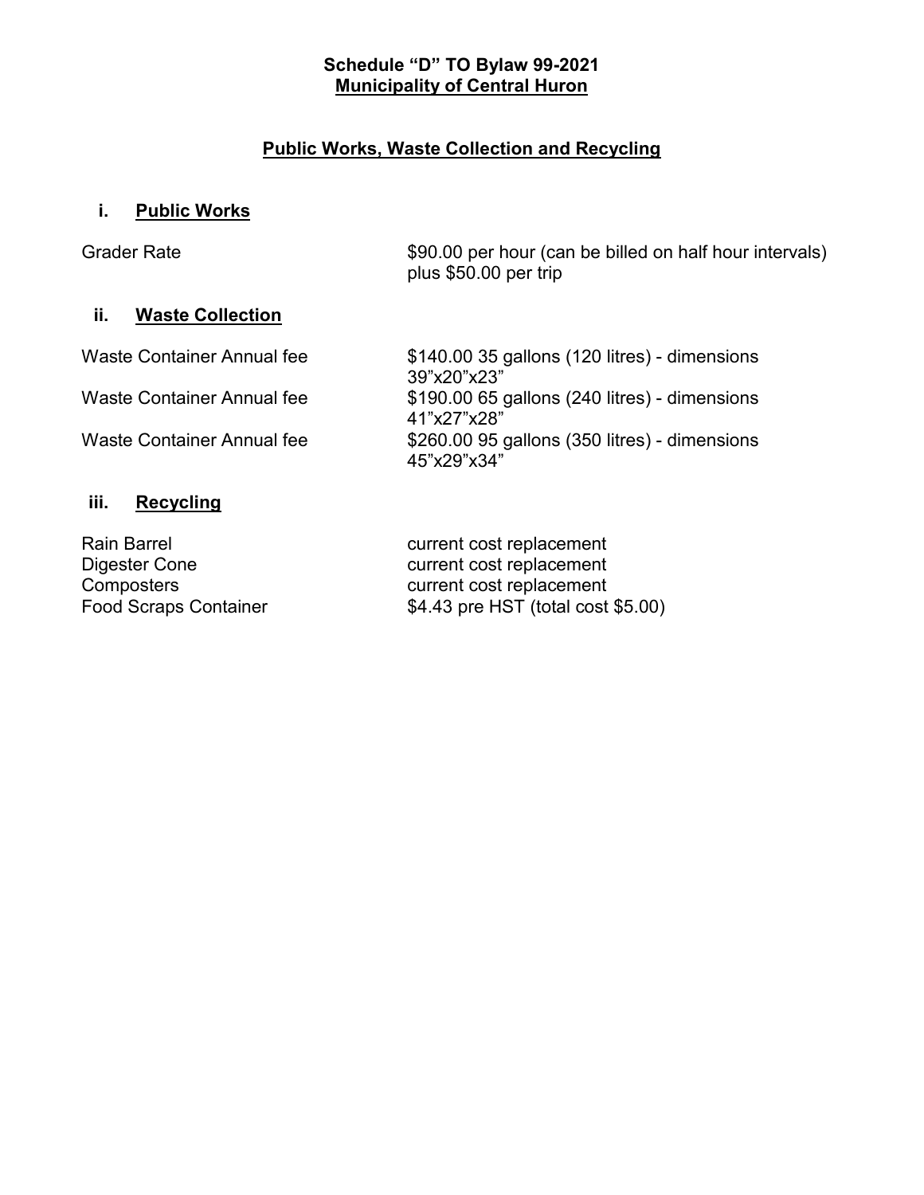**Schedule "D" TO Bylaw 99-2021**
**Municipality of Central Huron**

## Public Works, Waste Collection and Recycling

### i. Public Works

| | |
|---|---|
| Grader Rate | $90.00 per hour (can be billed on half hour intervals) plus $50.00 per trip |

### ii. Waste Collection

| | |
|---|---|
| Waste Container Annual fee | $140.00 35 gallons (120 litres) - dimensions 39"x20"x23" |
| Waste Container Annual fee | $190.00 65 gallons (240 litres) - dimensions 41"x27"x28" |
| Waste Container Annual fee | $260.00 95 gallons (350 litres) - dimensions 45"x29"x34" |

### iii. Recycling

| | |
|---|---|
| Rain Barrel | current cost replacement |
| Digester Cone | current cost replacement |
| Composters | current cost replacement |
| Food Scraps Container | $4.43 pre HST (total cost $5.00) |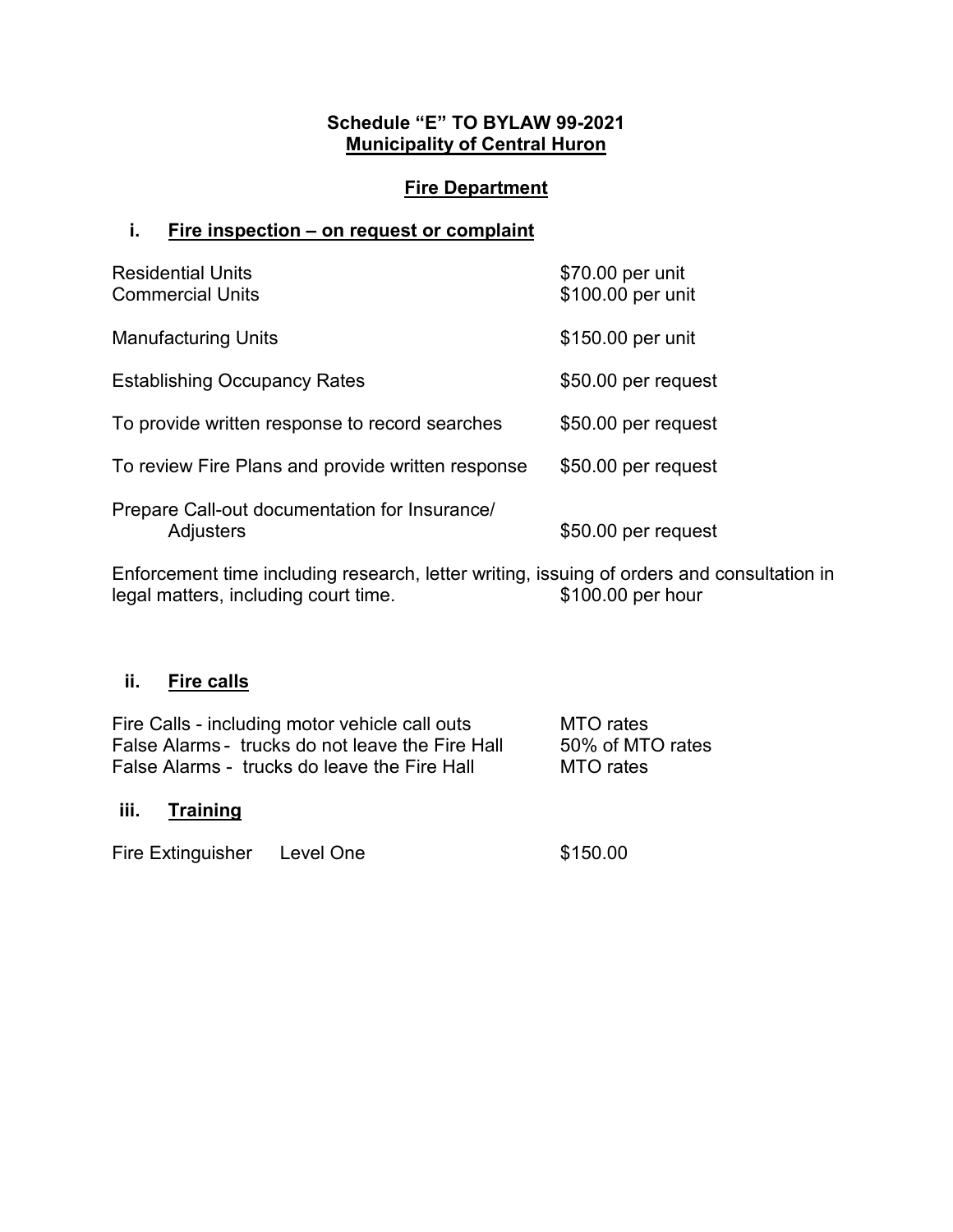**Schedule "E" TO BYLAW 99-2021**
**Municipality of Central Huron**

## Fire Department

### i. Fire inspection – on request or complaint

| | |
|---|---|
| Residential Units | $70.00 per unit |
| Commercial Units | $100.00 per unit |
| Manufacturing Units | $150.00 per unit |
| Establishing Occupancy Rates | $50.00 per request |
| To provide written response to record searches | $50.00 per request |
| To review Fire Plans and provide written response | $50.00 per request |
| Prepare Call-out documentation for Insurance/ Adjusters | $50.00 per request |

Enforcement time including research, letter writing, issuing of orders and consultation in legal matters, including court time. $100.00 per hour

### ii. Fire calls

| | |
|---|---|
| Fire Calls - including motor vehicle call outs | MTO rates |
| False Alarms - trucks do not leave the Fire Hall | 50% of MTO rates |
| False Alarms - trucks do leave the Fire Hall | MTO rates |

### iii. Training

| | | |
|---|---|---|
| Fire Extinguisher | Level One | $150.00 |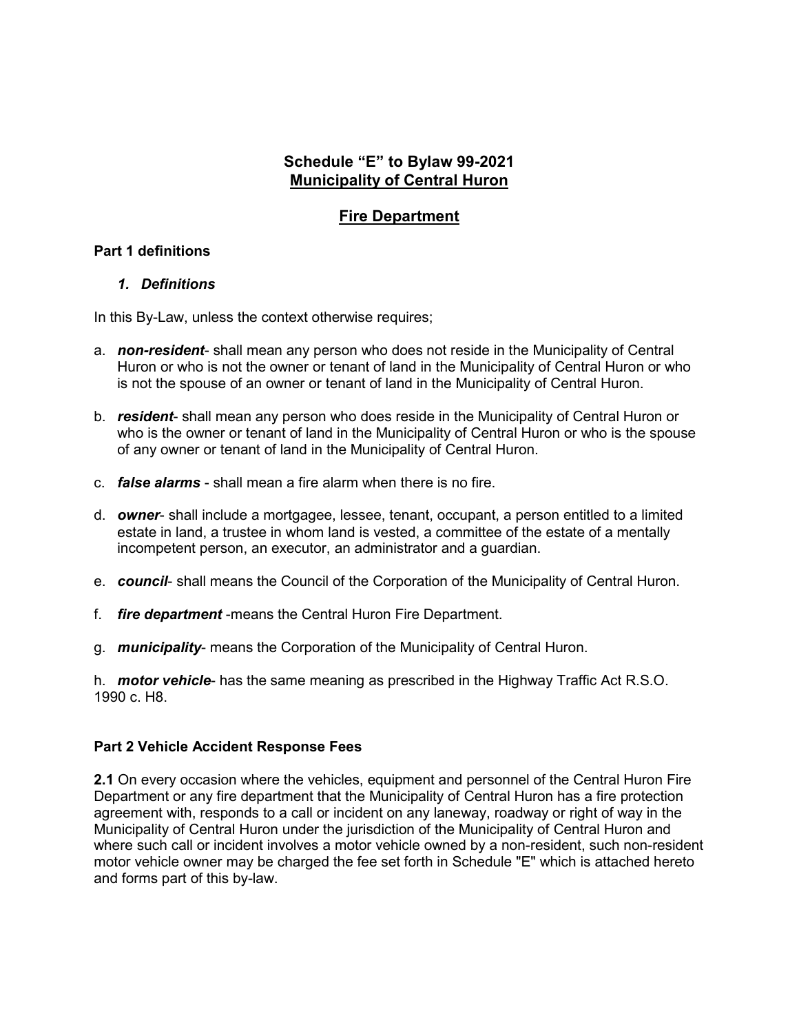## Schedule “E” to Bylaw 99-2021
## Municipality of Central Huron

## Fire Department

### Part 1 definitions

#### *1. Definitions*

In this By-Law, unless the context otherwise requires;

a. ***non-resident***- shall mean any person who does not reside in the Municipality of Central Huron or who is not the owner or tenant of land in the Municipality of Central Huron or who is not the spouse of an owner or tenant of land in the Municipality of Central Huron.

b. ***resident***- shall mean any person who does reside in the Municipality of Central Huron or who is the owner or tenant of land in the Municipality of Central Huron or who is the spouse of any owner or tenant of land in the Municipality of Central Huron.

c. ***false alarms*** - shall mean a fire alarm when there is no fire.

d. ***owner***- shall include a mortgagee, lessee, tenant, occupant, a person entitled to a limited estate in land, a trustee in whom land is vested, a committee of the estate of a mentally incompetent person, an executor, an administrator and a guardian.

e. ***council***- shall means the Council of the Corporation of the Municipality of Central Huron.

f. ***fire department*** -means the Central Huron Fire Department.

g. ***municipality***- means the Corporation of the Municipality of Central Huron.

h. ***motor vehicle***- has the same meaning as prescribed in the Highway Traffic Act R.S.O. 1990 c. H8.

### Part 2 Vehicle Accident Response Fees

**2.1** On every occasion where the vehicles, equipment and personnel of the Central Huron Fire Department or any fire department that the Municipality of Central Huron has a fire protection agreement with, responds to a call or incident on any laneway, roadway or right of way in the Municipality of Central Huron under the jurisdiction of the Municipality of Central Huron and where such call or incident involves a motor vehicle owned by a non-resident, such non-resident motor vehicle owner may be charged the fee set forth in Schedule "E" which is attached hereto and forms part of this by-law.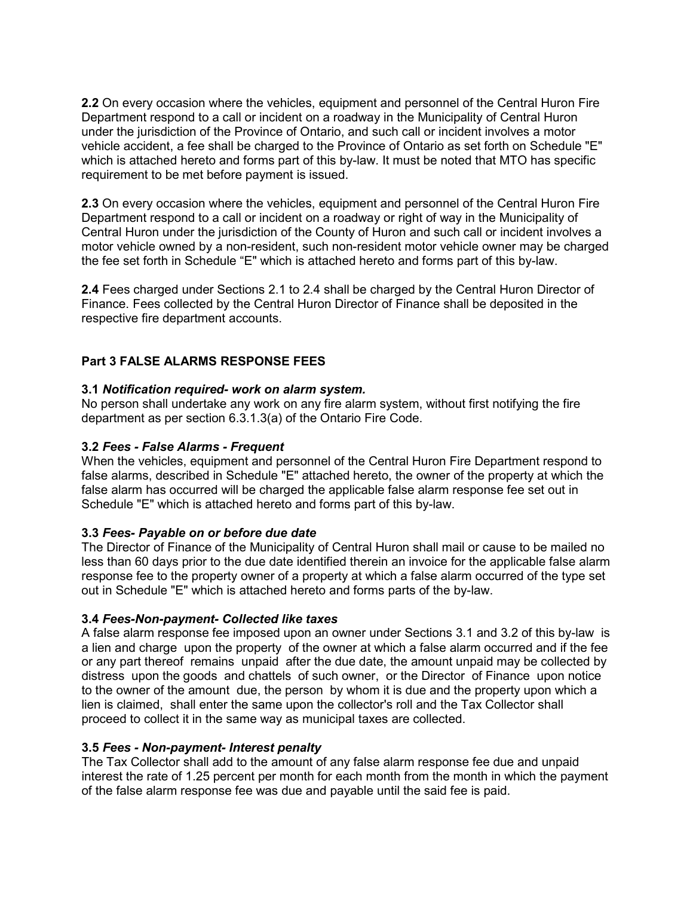**2.2** On every occasion where the vehicles, equipment and personnel of the Central Huron Fire Department respond to a call or incident on a roadway in the Municipality of Central Huron under the jurisdiction of the Province of Ontario, and such call or incident involves a motor vehicle accident, a fee shall be charged to the Province of Ontario as set forth on Schedule "E" which is attached hereto and forms part of this by-law. It must be noted that MTO has specific requirement to be met before payment is issued.

**2.3** On every occasion where the vehicles, equipment and personnel of the Central Huron Fire Department respond to a call or incident on a roadway or right of way in the Municipality of Central Huron under the jurisdiction of the County of Huron and such call or incident involves a motor vehicle owned by a non-resident, such non-resident motor vehicle owner may be charged the fee set forth in Schedule "E" which is attached hereto and forms part of this by-law.

**2.4** Fees charged under Sections 2.1 to 2.4 shall be charged by the Central Huron Director of Finance. Fees collected by the Central Huron Director of Finance shall be deposited in the respective fire department accounts.

## Part 3 FALSE ALARMS RESPONSE FEES

**3.1** ***Notification required- work on alarm system.***
No person shall undertake any work on any fire alarm system, without first notifying the fire department as per section 6.3.1.3(a) of the Ontario Fire Code.

**3.2** ***Fees - False Alarms - Frequent***
When the vehicles, equipment and personnel of the Central Huron Fire Department respond to false alarms, described in Schedule "E" attached hereto, the owner of the property at which the false alarm has occurred will be charged the applicable false alarm response fee set out in Schedule "E" which is attached hereto and forms part of this by-law.

**3.3** ***Fees- Payable on or before due date***
The Director of Finance of the Municipality of Central Huron shall mail or cause to be mailed no less than 60 days prior to the due date identified therein an invoice for the applicable false alarm response fee to the property owner of a property at which a false alarm occurred of the type set out in Schedule "E" which is attached hereto and forms parts of the by-law.

**3.4** ***Fees-Non-payment- Collected like taxes***
A false alarm response fee imposed upon an owner under Sections 3.1 and 3.2 of this by-law is a lien and charge upon the property of the owner at which a false alarm occurred and if the fee or any part thereof remains unpaid after the due date, the amount unpaid may be collected by distress upon the goods and chattels of such owner, or the Director of Finance upon notice to the owner of the amount due, the person by whom it is due and the property upon which a lien is claimed, shall enter the same upon the collector's roll and the Tax Collector shall proceed to collect it in the same way as municipal taxes are collected.

**3.5** ***Fees - Non-payment- Interest penalty***
The Tax Collector shall add to the amount of any false alarm response fee due and unpaid interest the rate of 1.25 percent per month for each month from the month in which the payment of the false alarm response fee was due and payable until the said fee is paid.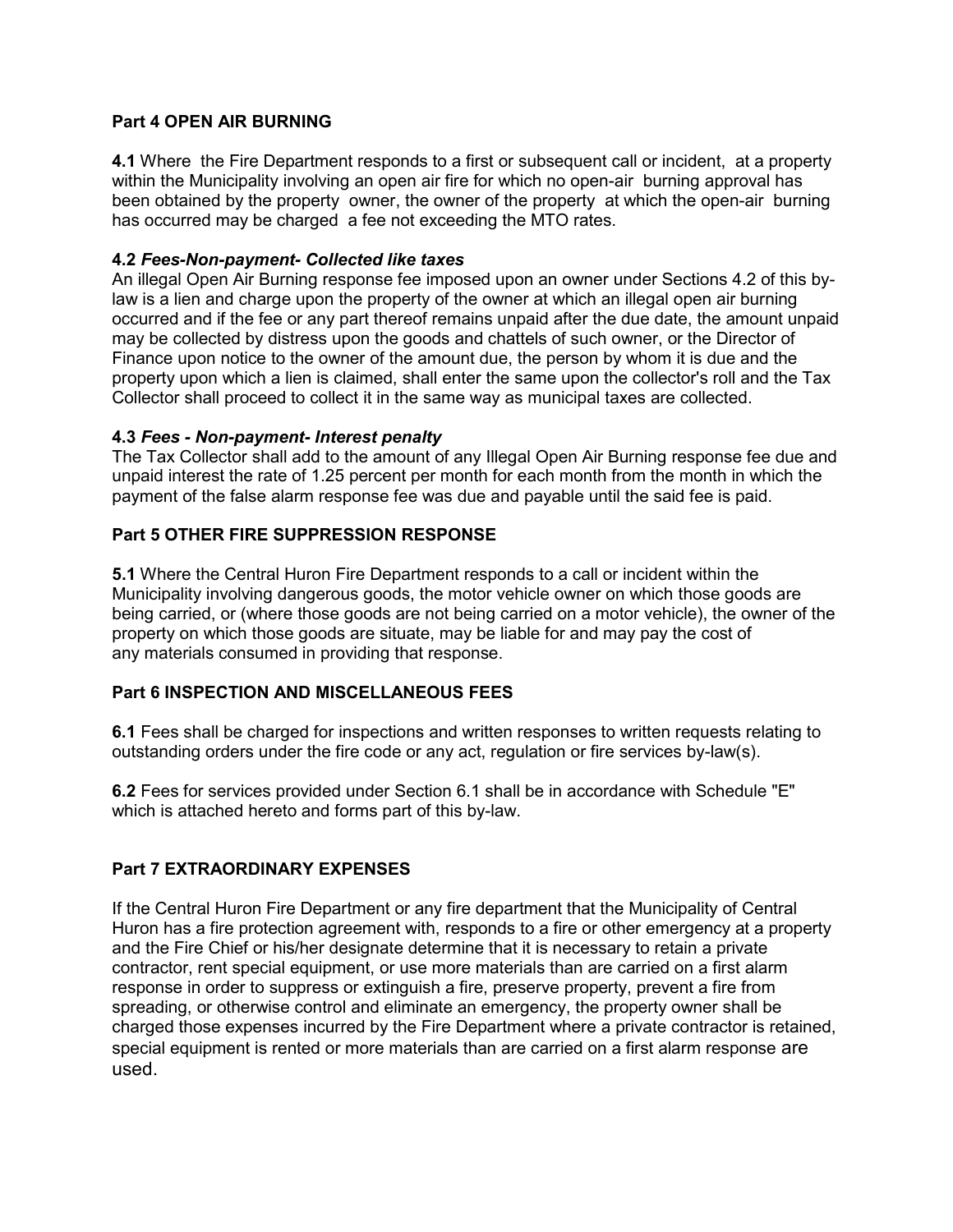**Part 4 OPEN AIR BURNING**

**4.1** Where the Fire Department responds to a first or subsequent call or incident, at a property within the Municipality involving an open air fire for which no open-air burning approval has been obtained by the property owner, the owner of the property at which the open-air burning has occurred may be charged a fee not exceeding the MTO rates.

**4.2** ***Fees-Non-payment- Collected like taxes***
An illegal Open Air Burning response fee imposed upon an owner under Sections 4.2 of this by-law is a lien and charge upon the property of the owner at which an illegal open air burning occurred and if the fee or any part thereof remains unpaid after the due date, the amount unpaid may be collected by distress upon the goods and chattels of such owner, or the Director of Finance upon notice to the owner of the amount due, the person by whom it is due and the property upon which a lien is claimed, shall enter the same upon the collector's roll and the Tax Collector shall proceed to collect it in the same way as municipal taxes are collected.

**4.3** ***Fees - Non-payment- Interest penalty***
The Tax Collector shall add to the amount of any Illegal Open Air Burning response fee due and unpaid interest the rate of 1.25 percent per month for each month from the month in which the payment of the false alarm response fee was due and payable until the said fee is paid.

**Part 5 OTHER FIRE SUPPRESSION RESPONSE**

**5.1** Where the Central Huron Fire Department responds to a call or incident within the Municipality involving dangerous goods, the motor vehicle owner on which those goods are being carried, or (where those goods are not being carried on a motor vehicle), the owner of the property on which those goods are situate, may be liable for and may pay the cost of any materials consumed in providing that response.

**Part 6 INSPECTION AND MISCELLANEOUS FEES**

**6.1** Fees shall be charged for inspections and written responses to written requests relating to outstanding orders under the fire code or any act, regulation or fire services by-law(s).

**6.2** Fees for services provided under Section 6.1 shall be in accordance with Schedule "E" which is attached hereto and forms part of this by-law.

**Part 7 EXTRAORDINARY EXPENSES**

If the Central Huron Fire Department or any fire department that the Municipality of Central Huron has a fire protection agreement with, responds to a fire or other emergency at a property and the Fire Chief or his/her designate determine that it is necessary to retain a private contractor, rent special equipment, or use more materials than are carried on a first alarm response in order to suppress or extinguish a fire, preserve property, prevent a fire from spreading, or otherwise control and eliminate an emergency, the property owner shall be charged those expenses incurred by the Fire Department where a private contractor is retained, special equipment is rented or more materials than are carried on a first alarm response are used.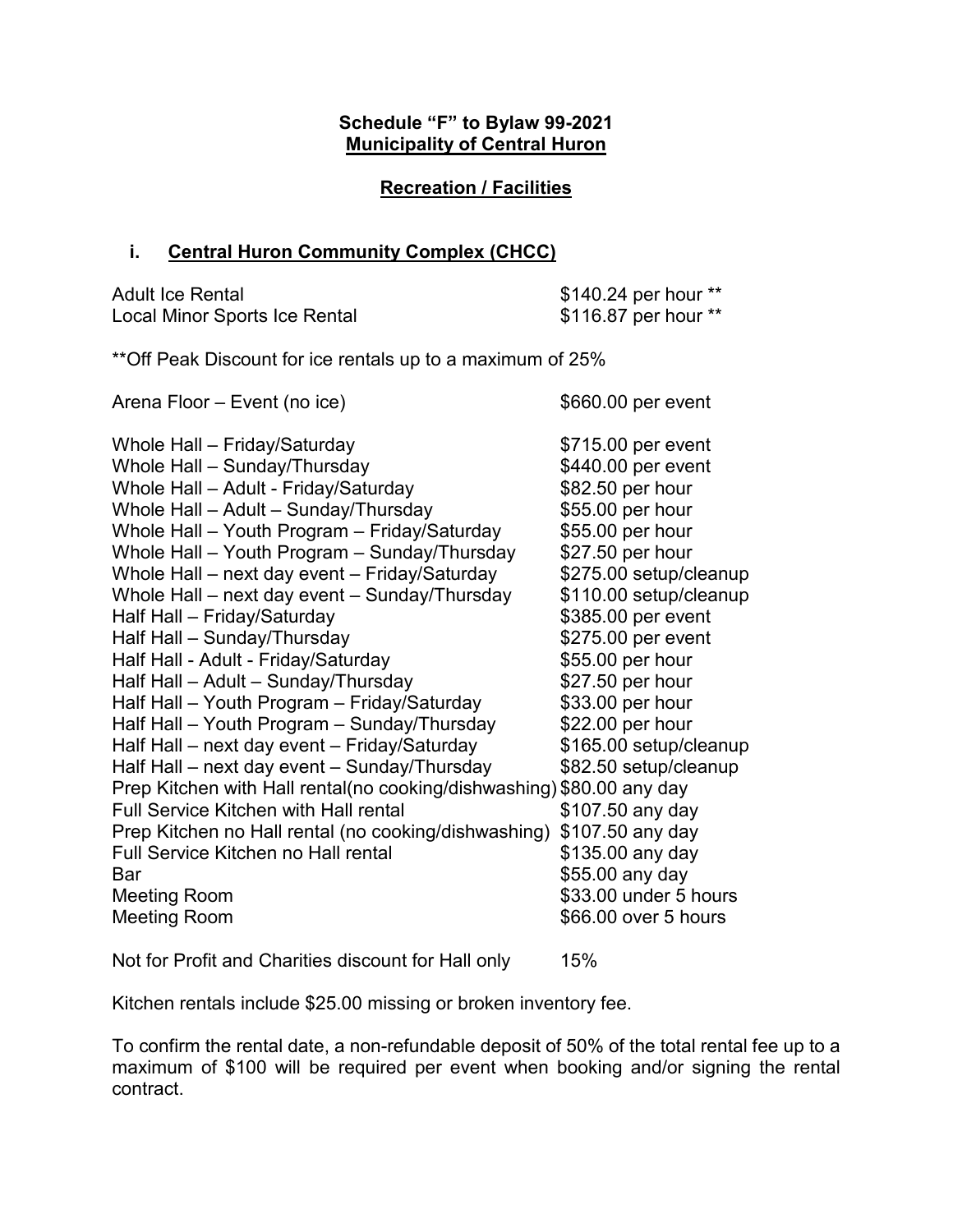**Schedule "F" to Bylaw 99-2021**
**Municipality of Central Huron**

**Recreation / Facilities**

## i. Central Huron Community Complex (CHCC)

| | |
|---|---|
| Adult Ice Rental | $140.24 per hour ** |
| Local Minor Sports Ice Rental | $116.87 per hour ** |

**Off Peak Discount for ice rentals up to a maximum of 25%

| | |
|---|---|
| Arena Floor – Event (no ice) | $660.00 per event |
| Whole Hall – Friday/Saturday | $715.00 per event |
| Whole Hall – Sunday/Thursday | $440.00 per event |
| Whole Hall – Adult - Friday/Saturday | $82.50 per hour |
| Whole Hall – Adult – Sunday/Thursday | $55.00 per hour |
| Whole Hall – Youth Program – Friday/Saturday | $55.00 per hour |
| Whole Hall – Youth Program – Sunday/Thursday | $27.50 per hour |
| Whole Hall – next day event – Friday/Saturday | $275.00 setup/cleanup |
| Whole Hall – next day event – Sunday/Thursday | $110.00 setup/cleanup |
| Half Hall – Friday/Saturday | $385.00 per event |
| Half Hall – Sunday/Thursday | $275.00 per event |
| Half Hall - Adult - Friday/Saturday | $55.00 per hour |
| Half Hall – Adult – Sunday/Thursday | $27.50 per hour |
| Half Hall – Youth Program – Friday/Saturday | $33.00 per hour |
| Half Hall – Youth Program – Sunday/Thursday | $22.00 per hour |
| Half Hall – next day event – Friday/Saturday | $165.00 setup/cleanup |
| Half Hall – next day event – Sunday/Thursday | $82.50 setup/cleanup |
| Prep Kitchen with Hall rental(no cooking/dishwashing) | $80.00 any day |
| Full Service Kitchen with Hall rental | $107.50 any day |
| Prep Kitchen no Hall rental (no cooking/dishwashing) | $107.50 any day |
| Full Service Kitchen no Hall rental | $135.00 any day |
| Bar | $55.00 any day |
| Meeting Room | $33.00 under 5 hours |
| Meeting Room | $66.00 over 5 hours |

| | |
|---|---|
| Not for Profit and Charities discount for Hall only | 15% |

Kitchen rentals include $25.00 missing or broken inventory fee.

To confirm the rental date, a non-refundable deposit of 50% of the total rental fee up to a maximum of $100 will be required per event when booking and/or signing the rental contract.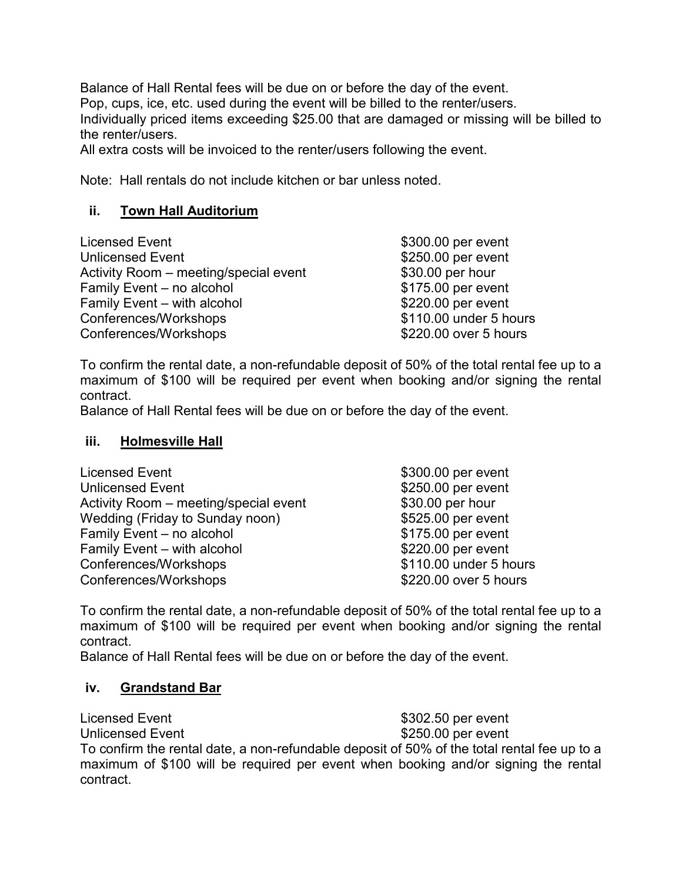Balance of Hall Rental fees will be due on or before the day of the event.
Pop, cups, ice, etc. used during the event will be billed to the renter/users.
Individually priced items exceeding $25.00 that are damaged or missing will be billed to the renter/users.
All extra costs will be invoiced to the renter/users following the event.

Note: Hall rentals do not include kitchen or bar unless noted.

### ii. Town Hall Auditorium

| | |
|---|---|
| Licensed Event | $300.00 per event |
| Unlicensed Event | $250.00 per event |
| Activity Room – meeting/special event | $30.00 per hour |
| Family Event – no alcohol | $175.00 per event |
| Family Event – with alcohol | $220.00 per event |
| Conferences/Workshops | $110.00 under 5 hours |
| Conferences/Workshops | $220.00 over 5 hours |

To confirm the rental date, a non-refundable deposit of 50% of the total rental fee up to a maximum of $100 will be required per event when booking and/or signing the rental contract.
Balance of Hall Rental fees will be due on or before the day of the event.

### iii. Holmesville Hall

| | |
|---|---|
| Licensed Event | $300.00 per event |
| Unlicensed Event | $250.00 per event |
| Activity Room – meeting/special event | $30.00 per hour |
| Wedding (Friday to Sunday noon) | $525.00 per event |
| Family Event – no alcohol | $175.00 per event |
| Family Event – with alcohol | $220.00 per event |
| Conferences/Workshops | $110.00 under 5 hours |
| Conferences/Workshops | $220.00 over 5 hours |

To confirm the rental date, a non-refundable deposit of 50% of the total rental fee up to a maximum of $100 will be required per event when booking and/or signing the rental contract.
Balance of Hall Rental fees will be due on or before the day of the event.

### iv. Grandstand Bar

| | |
|---|---|
| Licensed Event | $302.50 per event |
| Unlicensed Event | $250.00 per event |

To confirm the rental date, a non-refundable deposit of 50% of the total rental fee up to a maximum of $100 will be required per event when booking and/or signing the rental contract.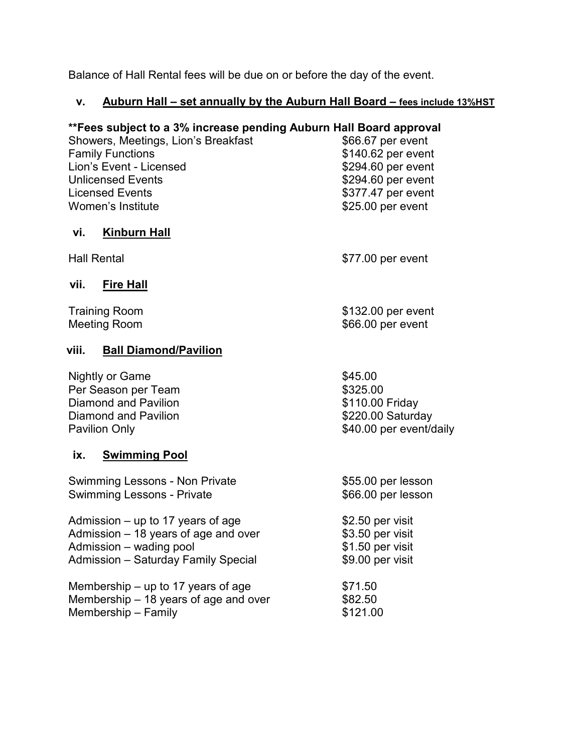Balance of Hall Rental fees will be due on or before the day of the event.

### v. Auburn Hall – set annually by the Auburn Hall Board – fees include 13%HST

**\*\*Fees subject to a 3% increase pending Auburn Hall Board approval**

| | |
|---|---|
| Showers, Meetings, Lion's Breakfast | $66.67 per event |
| Family Functions | $140.62 per event |
| Lion's Event - Licensed | $294.60 per event |
| Unlicensed Events | $294.60 per event |
| Licensed Events | $377.47 per event |
| Women's Institute | $25.00 per event |

### vi. Kinburn Hall

| | |
|---|---|
| Hall Rental | $77.00 per event |

### vii. Fire Hall

| | |
|---|---|
| Training Room | $132.00 per event |
| Meeting Room | $66.00 per event |

### viii. Ball Diamond/Pavilion

| | |
|---|---|
| Nightly or Game | $45.00 |
| Per Season per Team | $325.00 |
| Diamond and Pavilion | $110.00 Friday |
| Diamond and Pavilion | $220.00 Saturday |
| Pavilion Only | $40.00 per event/daily |

### ix. Swimming Pool

| | |
|---|---|
| Swimming Lessons - Non Private | $55.00 per lesson |
| Swimming Lessons - Private | $66.00 per lesson |
| Admission – up to 17 years of age | $2.50 per visit |
| Admission – 18 years of age and over | $3.50 per visit |
| Admission – wading pool | $1.50 per visit |
| Admission – Saturday Family Special | $9.00 per visit |
| Membership – up to 17 years of age | $71.50 |
| Membership – 18 years of age and over | $82.50 |
| Membership – Family | $121.00 |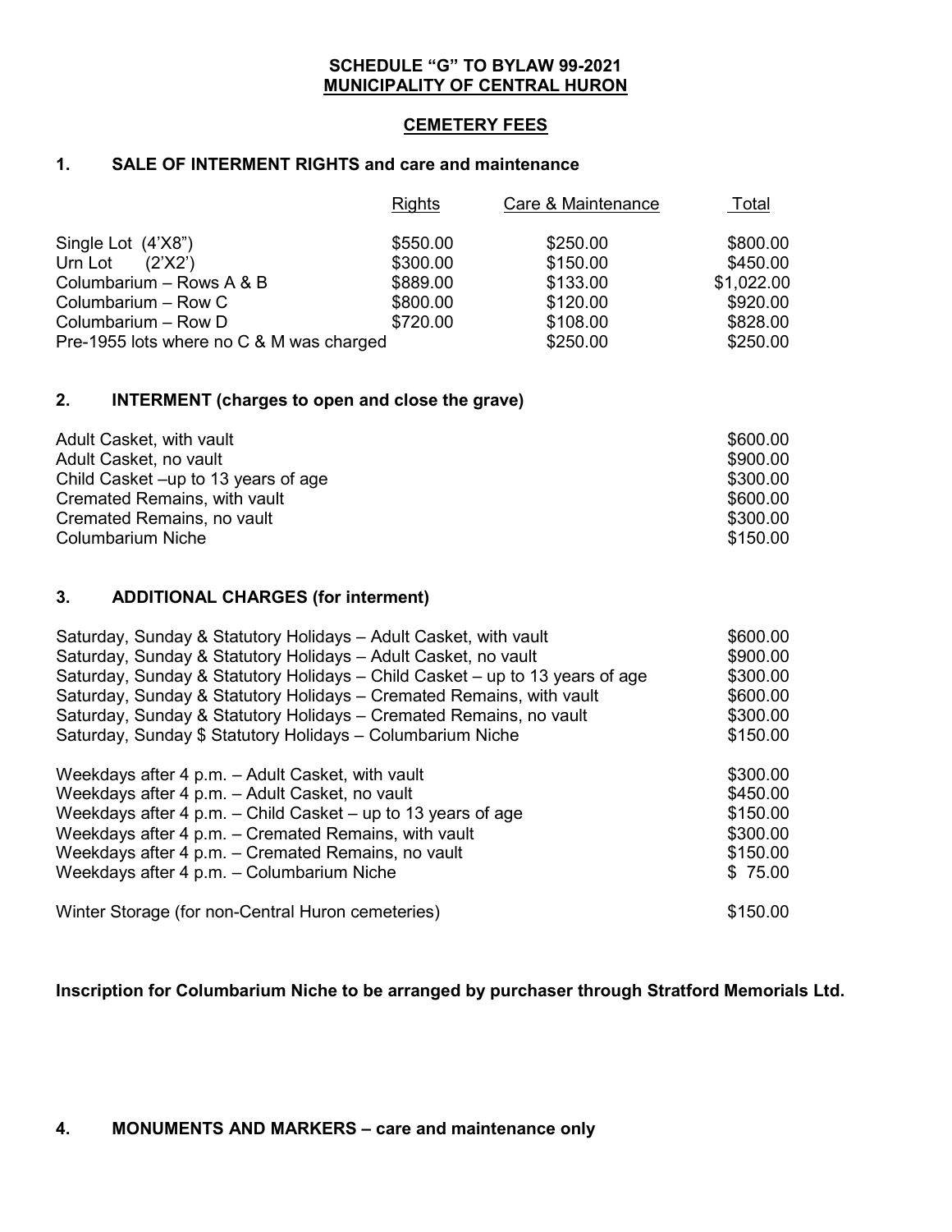**SCHEDULE "G" TO BYLAW 99-2021**
**MUNICIPALITY OF CENTRAL HURON**

## CEMETERY FEES

### 1. SALE OF INTERMENT RIGHTS and care and maintenance

| | Rights | Care & Maintenance | Total |
|---|---|---|---|
| Single Lot (4'X8") | $550.00 | $250.00 | $800.00 |
| Urn Lot (2'X2') | $300.00 | $150.00 | $450.00 |
| Columbarium – Rows A & B | $889.00 | $133.00 | $1,022.00 |
| Columbarium – Row C | $800.00 | $120.00 | $920.00 |
| Columbarium – Row D | $720.00 | $108.00 | $828.00 |
| Pre-1955 lots where no C & M was charged | | $250.00 | $250.00 |

### 2. INTERMENT (charges to open and close the grave)

| | |
|---|---|
| Adult Casket, with vault | $600.00 |
| Adult Casket, no vault | $900.00 |
| Child Casket –up to 13 years of age | $300.00 |
| Cremated Remains, with vault | $600.00 |
| Cremated Remains, no vault | $300.00 |
| Columbarium Niche | $150.00 |

### 3. ADDITIONAL CHARGES (for interment)

| | |
|---|---|
| Saturday, Sunday & Statutory Holidays – Adult Casket, with vault | $600.00 |
| Saturday, Sunday & Statutory Holidays – Adult Casket, no vault | $900.00 |
| Saturday, Sunday & Statutory Holidays – Child Casket – up to 13 years of age | $300.00 |
| Saturday, Sunday & Statutory Holidays – Cremated Remains, with vault | $600.00 |
| Saturday, Sunday & Statutory Holidays – Cremated Remains, no vault | $300.00 |
| Saturday, Sunday $ Statutory Holidays – Columbarium Niche | $150.00 |
| Weekdays after 4 p.m. – Adult Casket, with vault | $300.00 |
| Weekdays after 4 p.m. – Adult Casket, no vault | $450.00 |
| Weekdays after 4 p.m. – Child Casket – up to 13 years of age | $150.00 |
| Weekdays after 4 p.m. – Cremated Remains, with vault | $300.00 |
| Weekdays after 4 p.m. – Cremated Remains, no vault | $150.00 |
| Weekdays after 4 p.m. – Columbarium Niche | $ 75.00 |
| Winter Storage (for non-Central Huron cemeteries) | $150.00 |

**Inscription for Columbarium Niche to be arranged by purchaser through Stratford Memorials Ltd.**

### 4. MONUMENTS AND MARKERS – care and maintenance only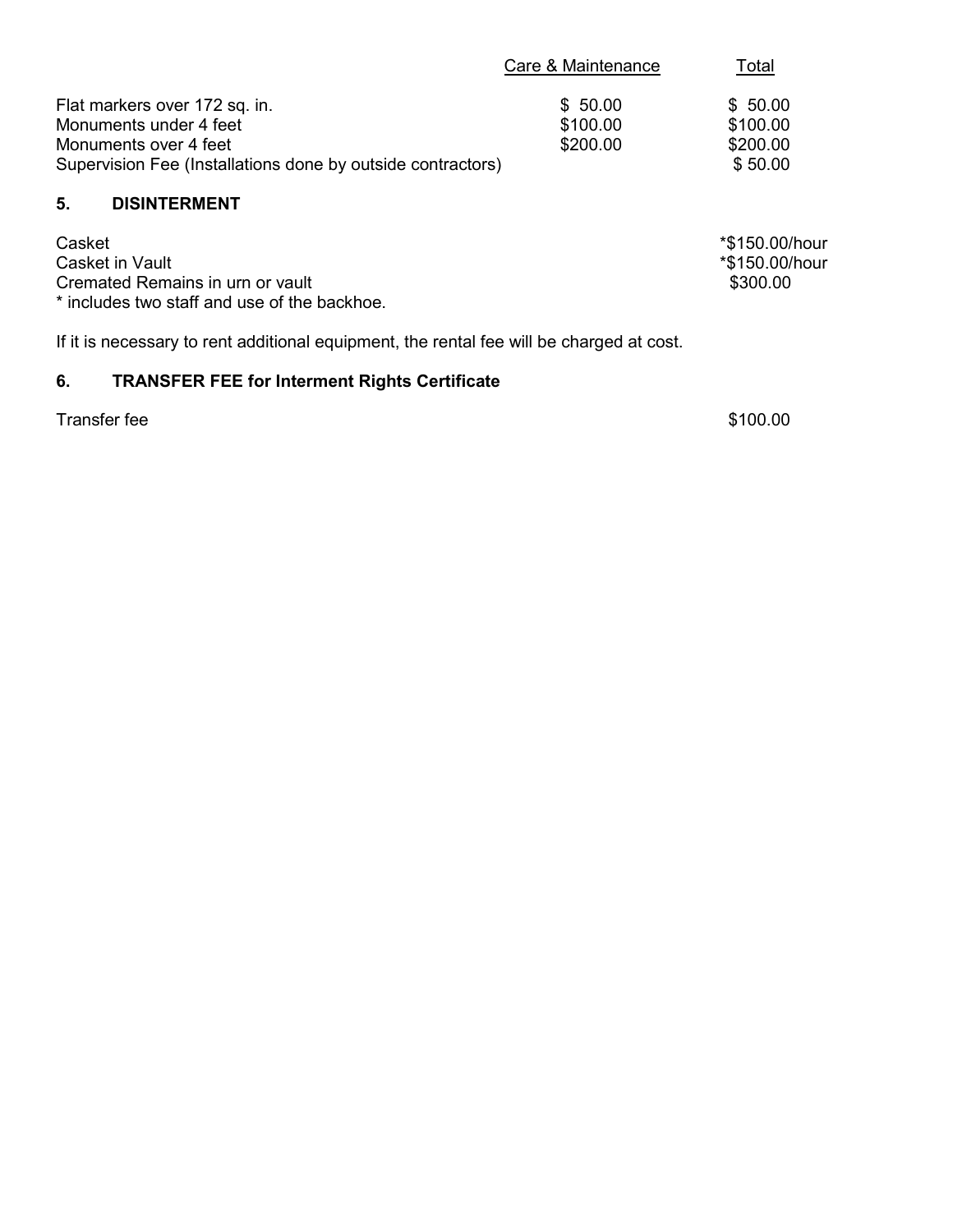| | Care & Maintenance | Total |
|---|---|---|
| Flat markers over 172 sq. in. | $ 50.00 | $ 50.00 |
| Monuments under 4 feet | $100.00 | $100.00 |
| Monuments over 4 feet | $200.00 | $200.00 |
| Supervision Fee (Installations done by outside contractors) | | $ 50.00 |

## 5. DISINTERMENT

| | |
|---|---|
| Casket | *$150.00/hour |
| Casket in Vault | *$150.00/hour |
| Cremated Remains in urn or vault | $300.00 |

* includes two staff and use of the backhoe.

If it is necessary to rent additional equipment, the rental fee will be charged at cost.

## 6. TRANSFER FEE for Interment Rights Certificate

| | |
|---|---|
| Transfer fee | $100.00 |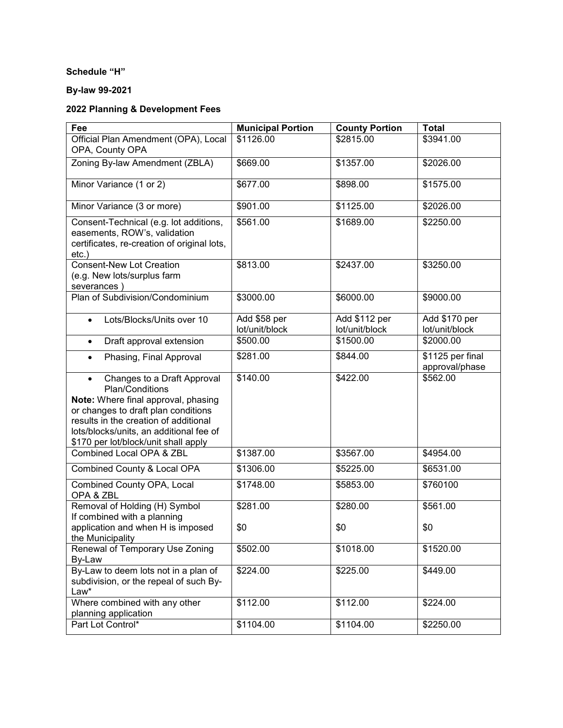**Schedule “H”**

**By-law 99-2021**

**2022 Planning & Development Fees**

| Fee | Municipal Portion | County Portion | Total |
|---|---|---|---|
| Official Plan Amendment (OPA), Local OPA, County OPA | $1126.00 | $2815.00 | $3941.00 |
| Zoning By-law Amendment (ZBLA) | $669.00 | $1357.00 | $2026.00 |
| Minor Variance (1 or 2) | $677.00 | $898.00 | $1575.00 |
| Minor Variance (3 or more) | $901.00 | $1125.00 | $2026.00 |
| Consent-Technical (e.g. lot additions, easements, ROW’s, validation certificates, re-creation of original lots, etc.) | $561.00 | $1689.00 | $2250.00 |
| Consent-New Lot Creation (e.g. New lots/surplus farm severances ) | $813.00 | $2437.00 | $3250.00 |
| Plan of Subdivision/Condominium | $3000.00 | $6000.00 | $9000.00 |
| • Lots/Blocks/Units over 10 | Add $58 per lot/unit/block | Add $112 per lot/unit/block | Add $170 per lot/unit/block |
| • Draft approval extension | $500.00 | $1500.00 | $2000.00 |
| • Phasing, Final Approval | $281.00 | $844.00 | $1125 per final approval/phase |
| • Changes to a Draft Approval Plan/Conditions<br>**Note:** Where final approval, phasing or changes to draft plan conditions results in the creation of additional lots/blocks/units, an additional fee of $170 per lot/block/unit shall apply | $140.00 | $422.00 | $562.00 |
| Combined Local OPA & ZBL | $1387.00 | $3567.00 | $4954.00 |
| Combined County & Local OPA | $1306.00 | $5225.00 | $6531.00 |
| Combined County OPA, Local OPA & ZBL | $1748.00 | $5853.00 | $760100 |
| Removal of Holding (H) Symbol<br>If combined with a planning application and when H is imposed the Municipality | $281.00<br><br>$0 | $280.00<br><br>$0 | $561.00<br><br>$0 |
| Renewal of Temporary Use Zoning By-Law | $502.00 | $1018.00 | $1520.00 |
| By-Law to deem lots not in a plan of subdivision, or the repeal of such By-Law* | $224.00 | $225.00 | $449.00 |
| Where combined with any other planning application | $112.00 | $112.00 | $224.00 |
| Part Lot Control* | $1104.00 | $1104.00 | $2250.00 |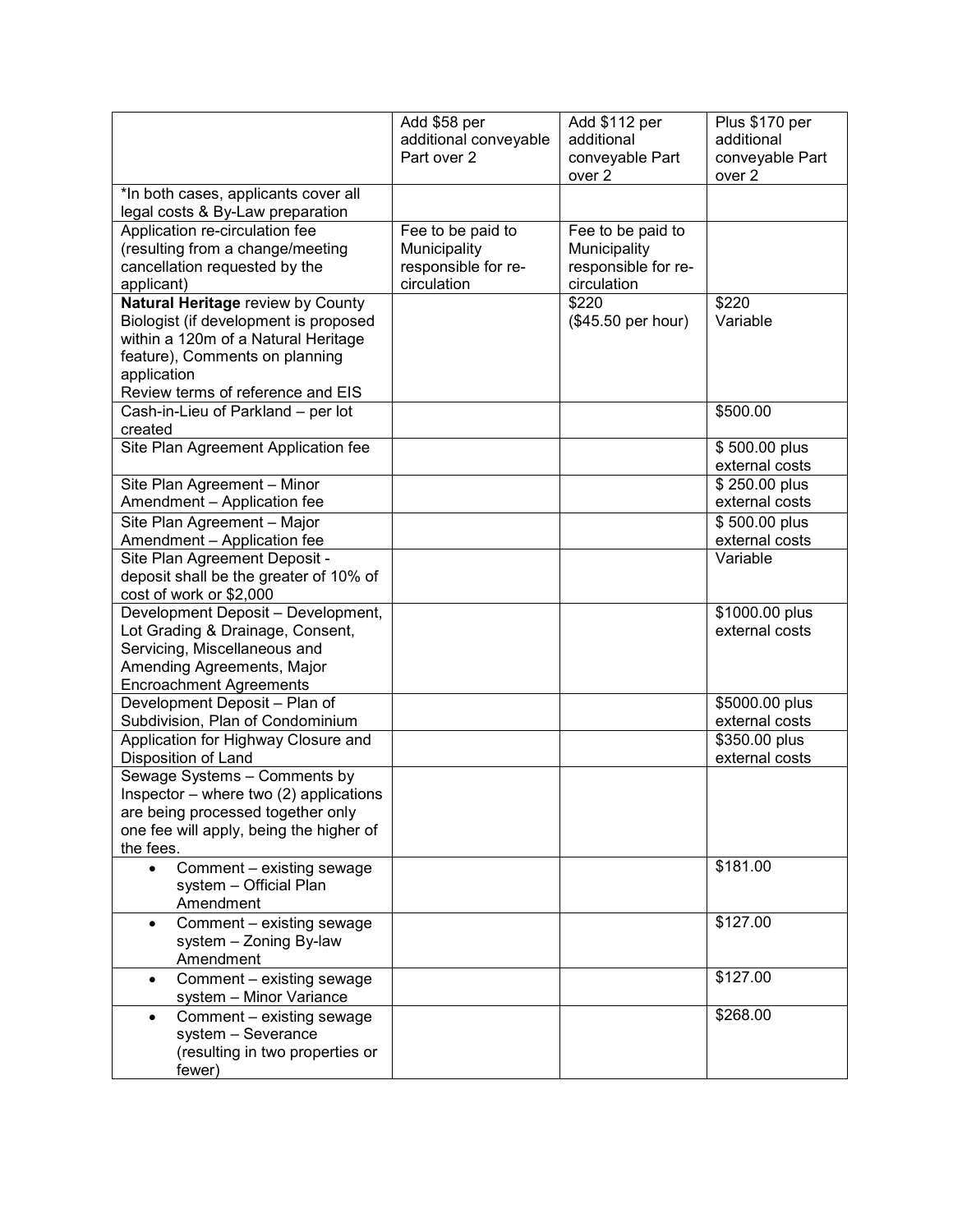| | Add $58 per additional conveyable Part over 2 | Add $112 per additional conveyable Part over 2 | Plus $170 per additional conveyable Part over 2 |
|---|---|---|---|
| *In both cases, applicants cover all legal costs & By-Law preparation | | | |
| Application re-circulation fee (resulting from a change/meeting cancellation requested by the applicant) | Fee to be paid to Municipality responsible for re-circulation | Fee to be paid to Municipality responsible for re-circulation | |
| **Natural Heritage** review by County Biologist (if development is proposed within a 120m of a Natural Heritage feature), Comments on planning application<br>Review terms of reference and EIS | | $220<br>($45.50 per hour) | $220<br>Variable |
| Cash-in-Lieu of Parkland – per lot created | | | $500.00 |
| Site Plan Agreement Application fee | | | $ 500.00 plus external costs |
| Site Plan Agreement – Minor Amendment – Application fee | | | $ 250.00 plus external costs |
| Site Plan Agreement – Major Amendment – Application fee | | | $ 500.00 plus external costs |
| Site Plan Agreement Deposit - deposit shall be the greater of 10% of cost of work or $2,000 | | | Variable |
| Development Deposit – Development, Lot Grading & Drainage, Consent, Servicing, Miscellaneous and Amending Agreements, Major Encroachment Agreements | | | $1000.00 plus external costs |
| Development Deposit – Plan of Subdivision, Plan of Condominium | | | $5000.00 plus external costs |
| Application for Highway Closure and Disposition of Land | | | $350.00 plus external costs |
| Sewage Systems – Comments by Inspector – where two (2) applications are being processed together only one fee will apply, being the higher of the fees. | | | |
| • Comment – existing sewage system – Official Plan Amendment | | | $181.00 |
| • Comment – existing sewage system – Zoning By-law Amendment | | | $127.00 |
| • Comment – existing sewage system – Minor Variance | | | $127.00 |
| • Comment – existing sewage system – Severance (resulting in two properties or fewer) | | | $268.00 |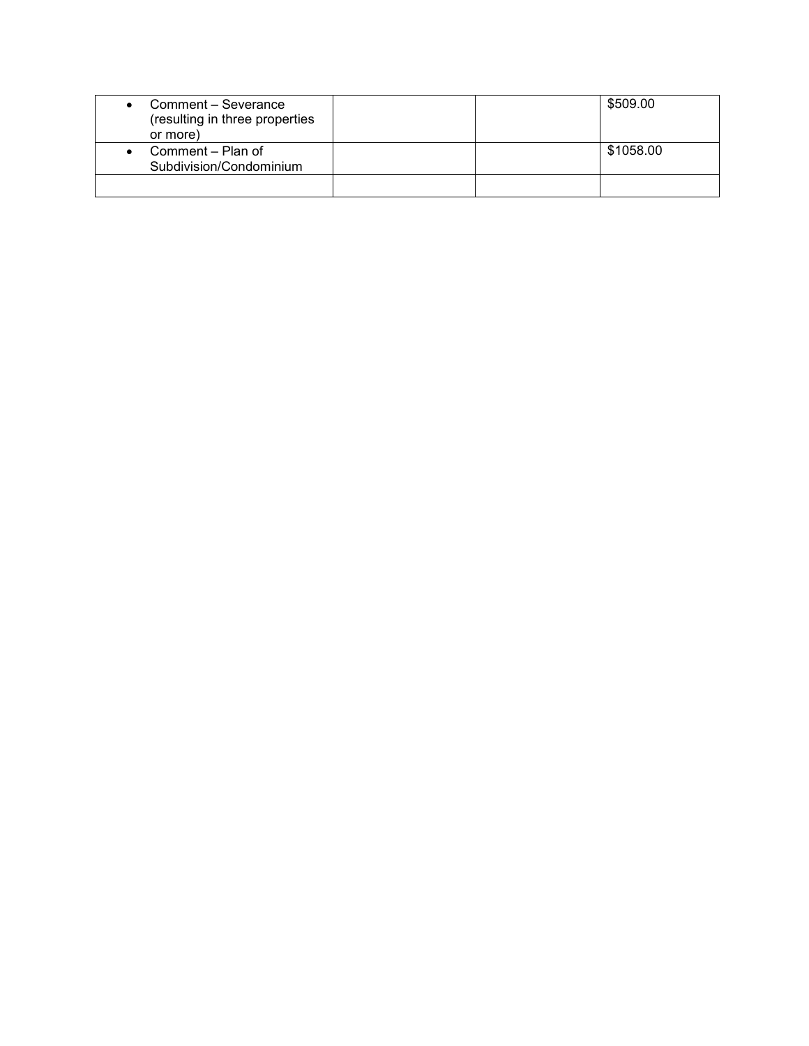| | | | |
|---|---|---|---|
| • Comment – Severance (resulting in three properties or more) | | | $509.00 |
| • Comment – Plan of Subdivision/Condominium | | | $1058.00 |
| | | | |